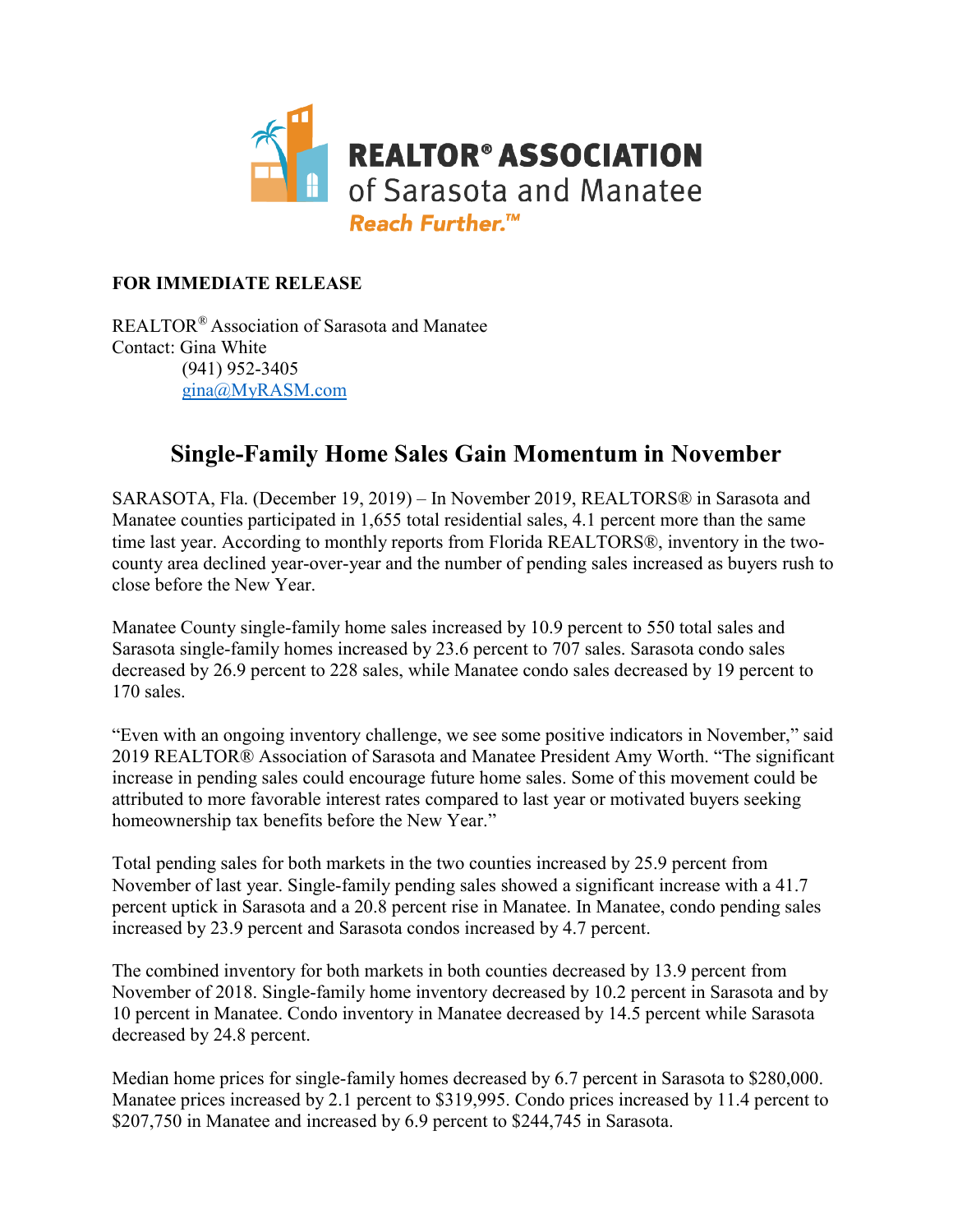**REALTOR® ASSOCIATION**
of Sarasota and Manatee
*Reach Further.™*

**FOR IMMEDIATE RELEASE**

REALTOR® Association of Sarasota and Manatee
Contact: Gina White
(941) 952-3405
gina@MyRASM.com

# Single-Family Home Sales Gain Momentum in November

SARASOTA, Fla. (December 19, 2019) – In November 2019, REALTORS® in Sarasota and Manatee counties participated in 1,655 total residential sales, 4.1 percent more than the same time last year. According to monthly reports from Florida REALTORS®, inventory in the two-county area declined year-over-year and the number of pending sales increased as buyers rush to close before the New Year.

Manatee County single-family home sales increased by 10.9 percent to 550 total sales and Sarasota single-family homes increased by 23.6 percent to 707 sales. Sarasota condo sales decreased by 26.9 percent to 228 sales, while Manatee condo sales decreased by 19 percent to 170 sales.

"Even with an ongoing inventory challenge, we see some positive indicators in November," said 2019 REALTOR® Association of Sarasota and Manatee President Amy Worth. "The significant increase in pending sales could encourage future home sales. Some of this movement could be attributed to more favorable interest rates compared to last year or motivated buyers seeking homeownership tax benefits before the New Year."

Total pending sales for both markets in the two counties increased by 25.9 percent from November of last year. Single-family pending sales showed a significant increase with a 41.7 percent uptick in Sarasota and a 20.8 percent rise in Manatee. In Manatee, condo pending sales increased by 23.9 percent and Sarasota condos increased by 4.7 percent.

The combined inventory for both markets in both counties decreased by 13.9 percent from November of 2018. Single-family home inventory decreased by 10.2 percent in Sarasota and by 10 percent in Manatee. Condo inventory in Manatee decreased by 14.5 percent while Sarasota decreased by 24.8 percent.

Median home prices for single-family homes decreased by 6.7 percent in Sarasota to $280,000. Manatee prices increased by 2.1 percent to $319,995. Condo prices increased by 11.4 percent to $207,750 in Manatee and increased by 6.9 percent to $244,745 in Sarasota.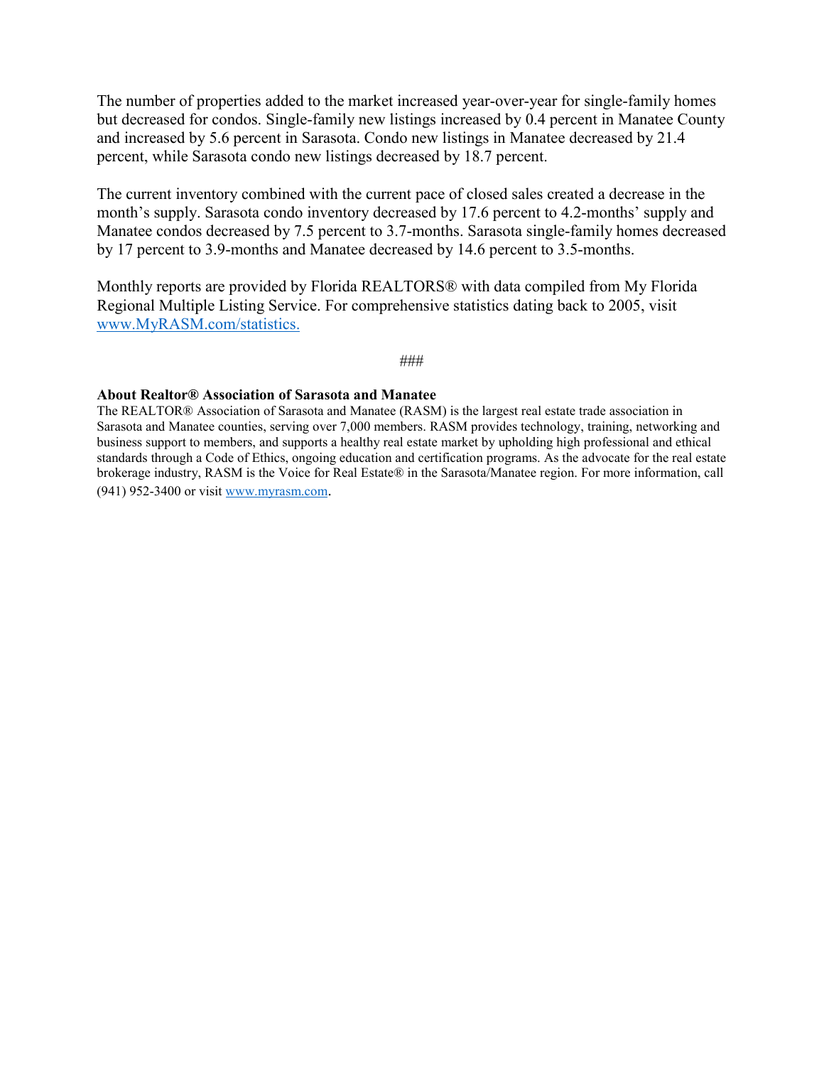The number of properties added to the market increased year-over-year for single-family homes but decreased for condos. Single-family new listings increased by 0.4 percent in Manatee County and increased by 5.6 percent in Sarasota. Condo new listings in Manatee decreased by 21.4 percent, while Sarasota condo new listings decreased by 18.7 percent.

The current inventory combined with the current pace of closed sales created a decrease in the month's supply. Sarasota condo inventory decreased by 17.6 percent to 4.2-months' supply and Manatee condos decreased by 7.5 percent to 3.7-months. Sarasota single-family homes decreased by 17 percent to 3.9-months and Manatee decreased by 14.6 percent to 3.5-months.

Monthly reports are provided by Florida REALTORS® with data compiled from My Florida Regional Multiple Listing Service. For comprehensive statistics dating back to 2005, visit [www.MyRASM.com/statistics.](http://www.MyRASM.com/statistics)

###

**About Realtor® Association of Sarasota and Manatee**

The REALTOR® Association of Sarasota and Manatee (RASM) is the largest real estate trade association in Sarasota and Manatee counties, serving over 7,000 members. RASM provides technology, training, networking and business support to members, and supports a healthy real estate market by upholding high professional and ethical standards through a Code of Ethics, ongoing education and certification programs. As the advocate for the real estate brokerage industry, RASM is the Voice for Real Estate® in the Sarasota/Manatee region. For more information, call (941) 952-3400 or visit [www.myrasm.com](http://www.myrasm.com).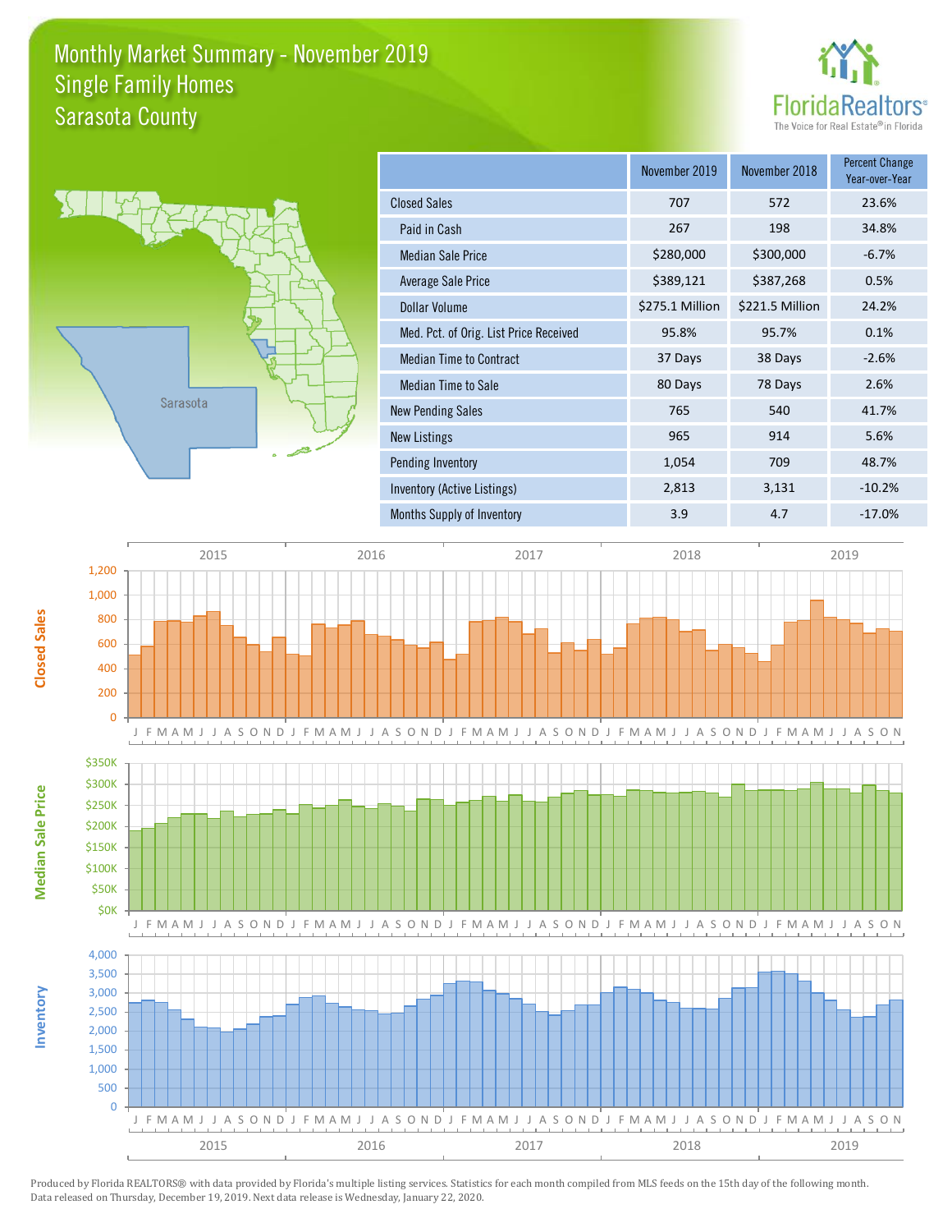# Monthly Market Summary - November 2019
## Single Family Homes
## Sarasota County

FloridaRealtors® The Voice for Real Estate® in Florida

Sarasota

|  | November 2019 | November 2018 | Percent Change Year-over-Year |
|---|---|---|---|
| Closed Sales | 707 | 572 | 23.6% |
| Paid in Cash | 267 | 198 | 34.8% |
| Median Sale Price | $280,000 | $300,000 | -6.7% |
| Average Sale Price | $389,121 | $387,268 | 0.5% |
| Dollar Volume | $275.1 Million | $221.5 Million | 24.2% |
| Med. Pct. of Orig. List Price Received | 95.8% | 95.7% | 0.1% |
| Median Time to Contract | 37 Days | 38 Days | -2.6% |
| Median Time to Sale | 80 Days | 78 Days | 2.6% |
| New Pending Sales | 765 | 540 | 41.7% |
| New Listings | 965 | 914 | 5.6% |
| Pending Inventory | 1,054 | 709 | 48.7% |
| Inventory (Active Listings) | 2,813 | 3,131 | -10.2% |
| Months Supply of Inventory | 3.9 | 4.7 | -17.0% |

Closed Sales

Median Sale Price

Inventory

Produced by Florida REALTORS® with data provided by Florida's multiple listing services. Statistics for each month compiled from MLS feeds on the 15th day of the following month. Data released on Thursday, December 19, 2019. Next data release is Wednesday, January 22, 2020.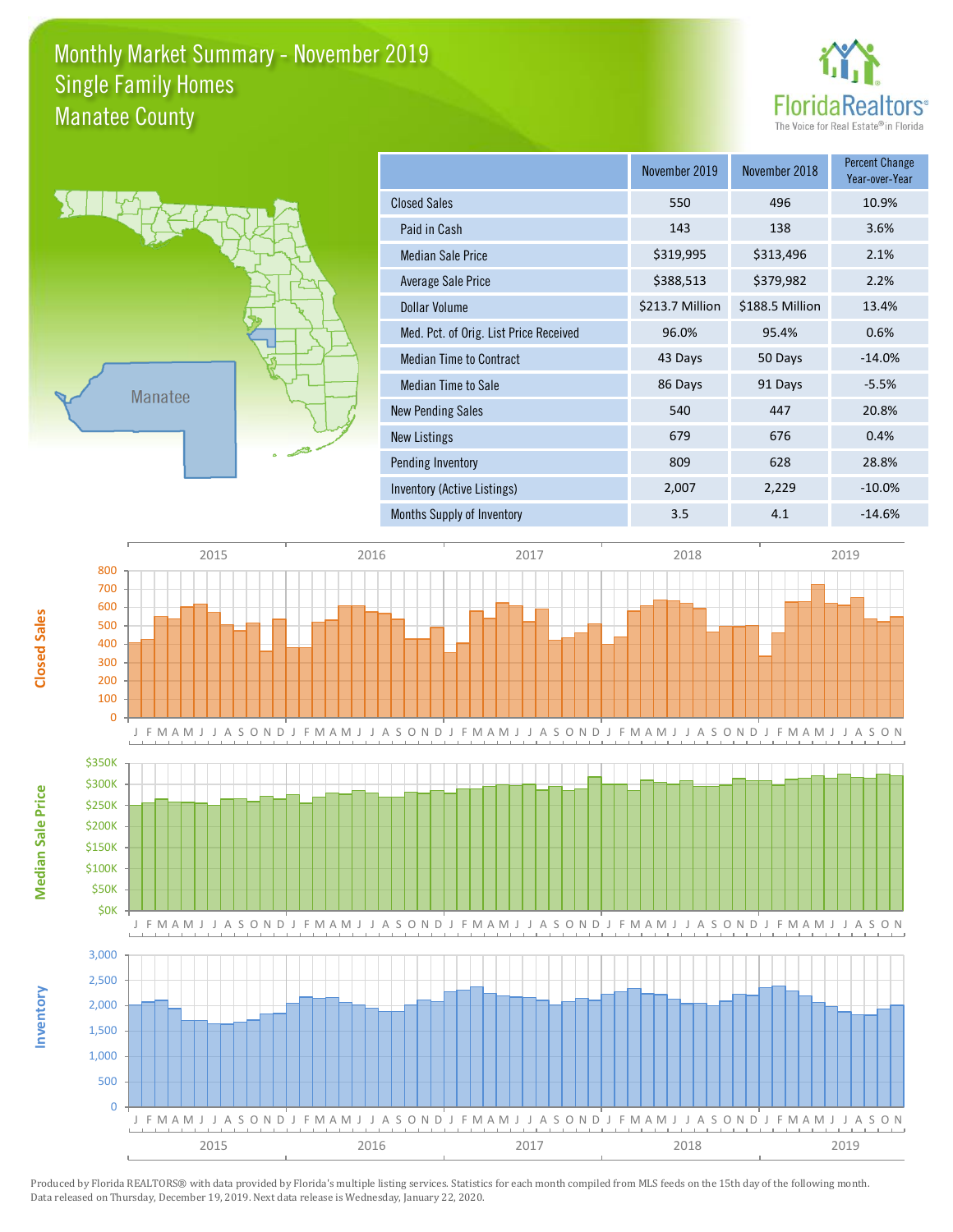# Monthly Market Summary - November 2019
## Single Family Homes
## Manatee County

FloridaRealtors® The Voice for Real Estate® in Florida

Manatee

| | November 2019 | November 2018 | Percent Change Year-over-Year |
|---|---|---|---|
| Closed Sales | 550 | 496 | 10.9% |
| Paid in Cash | 143 | 138 | 3.6% |
| Median Sale Price | $319,995 | $313,496 | 2.1% |
| Average Sale Price | $388,513 | $379,982 | 2.2% |
| Dollar Volume | $213.7 Million | $188.5 Million | 13.4% |
| Med. Pct. of Orig. List Price Received | 96.0% | 95.4% | 0.6% |
| Median Time to Contract | 43 Days | 50 Days | -14.0% |
| Median Time to Sale | 86 Days | 91 Days | -5.5% |
| New Pending Sales | 540 | 447 | 20.8% |
| New Listings | 679 | 676 | 0.4% |
| Pending Inventory | 809 | 628 | 28.8% |
| Inventory (Active Listings) | 2,007 | 2,229 | -10.0% |
| Months Supply of Inventory | 3.5 | 4.1 | -14.6% |

Closed Sales

Median Sale Price

Inventory

Produced by Florida REALTORS® with data provided by Florida's multiple listing services. Statistics for each month compiled from MLS feeds on the 15th day of the following month. Data released on Thursday, December 19, 2019. Next data release is Wednesday, January 22, 2020.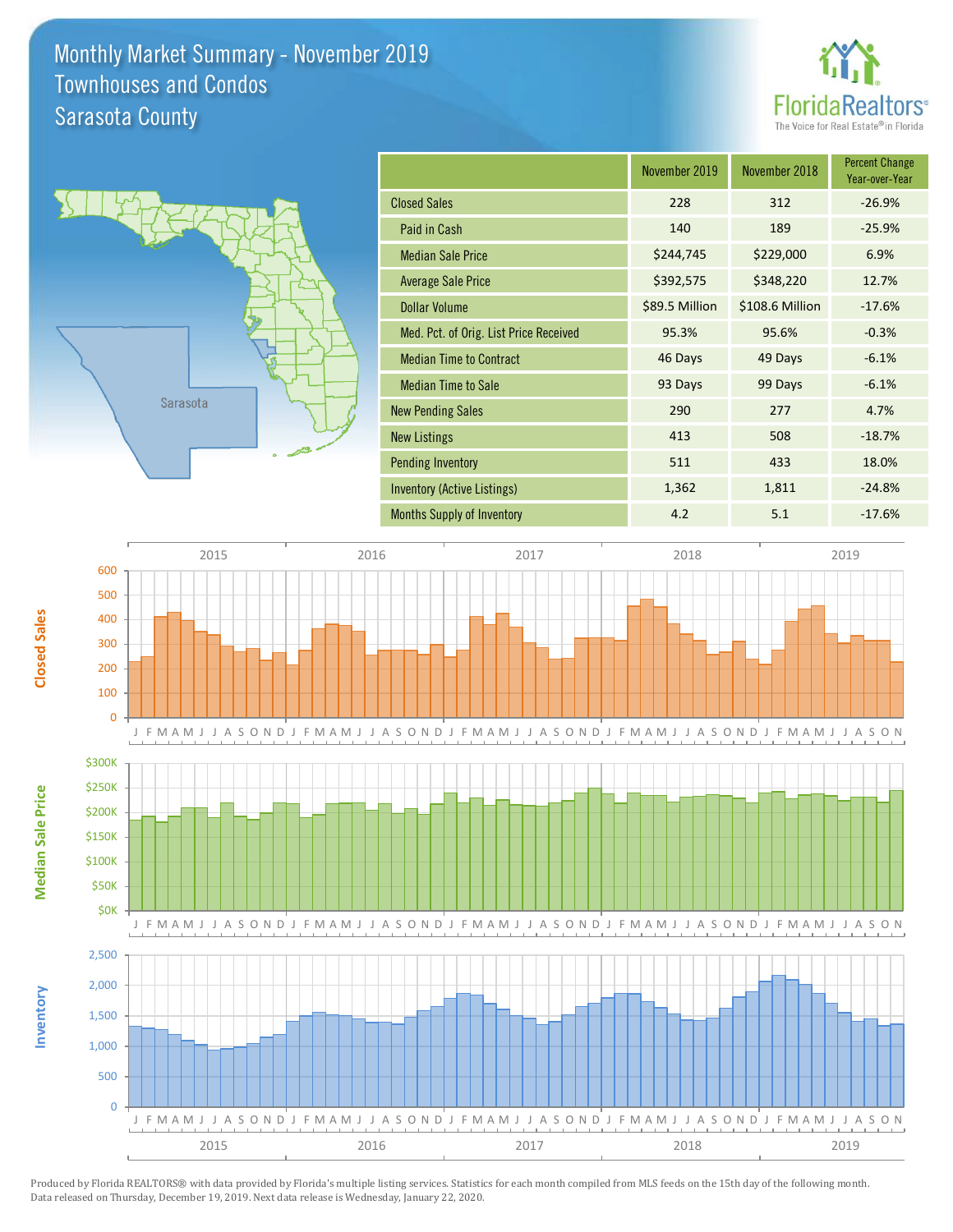# Monthly Market Summary - November 2019
## Townhouses and Condos
## Sarasota County

FloridaRealtors® The Voice for Real Estate® in Florida

| | November 2019 | November 2018 | Percent Change Year-over-Year |
|---|---|---|---|
| Closed Sales | 228 | 312 | -26.9% |
| Paid in Cash | 140 | 189 | -25.9% |
| Median Sale Price | $244,745 | $229,000 | 6.9% |
| Average Sale Price | $392,575 | $348,220 | 12.7% |
| Dollar Volume | $89.5 Million | $108.6 Million | -17.6% |
| Med. Pct. of Orig. List Price Received | 95.3% | 95.6% | -0.3% |
| Median Time to Contract | 46 Days | 49 Days | -6.1% |
| Median Time to Sale | 93 Days | 99 Days | -6.1% |
| New Pending Sales | 290 | 277 | 4.7% |
| New Listings | 413 | 508 | -18.7% |
| Pending Inventory | 511 | 433 | 18.0% |
| Inventory (Active Listings) | 1,362 | 1,811 | -24.8% |
| Months Supply of Inventory | 4.2 | 5.1 | -17.6% |

Produced by Florida REALTORS® with data provided by Florida's multiple listing services. Statistics for each month compiled from MLS feeds on the 15th day of the following month. Data released on Thursday, December 19, 2019. Next data release is Wednesday, January 22, 2020.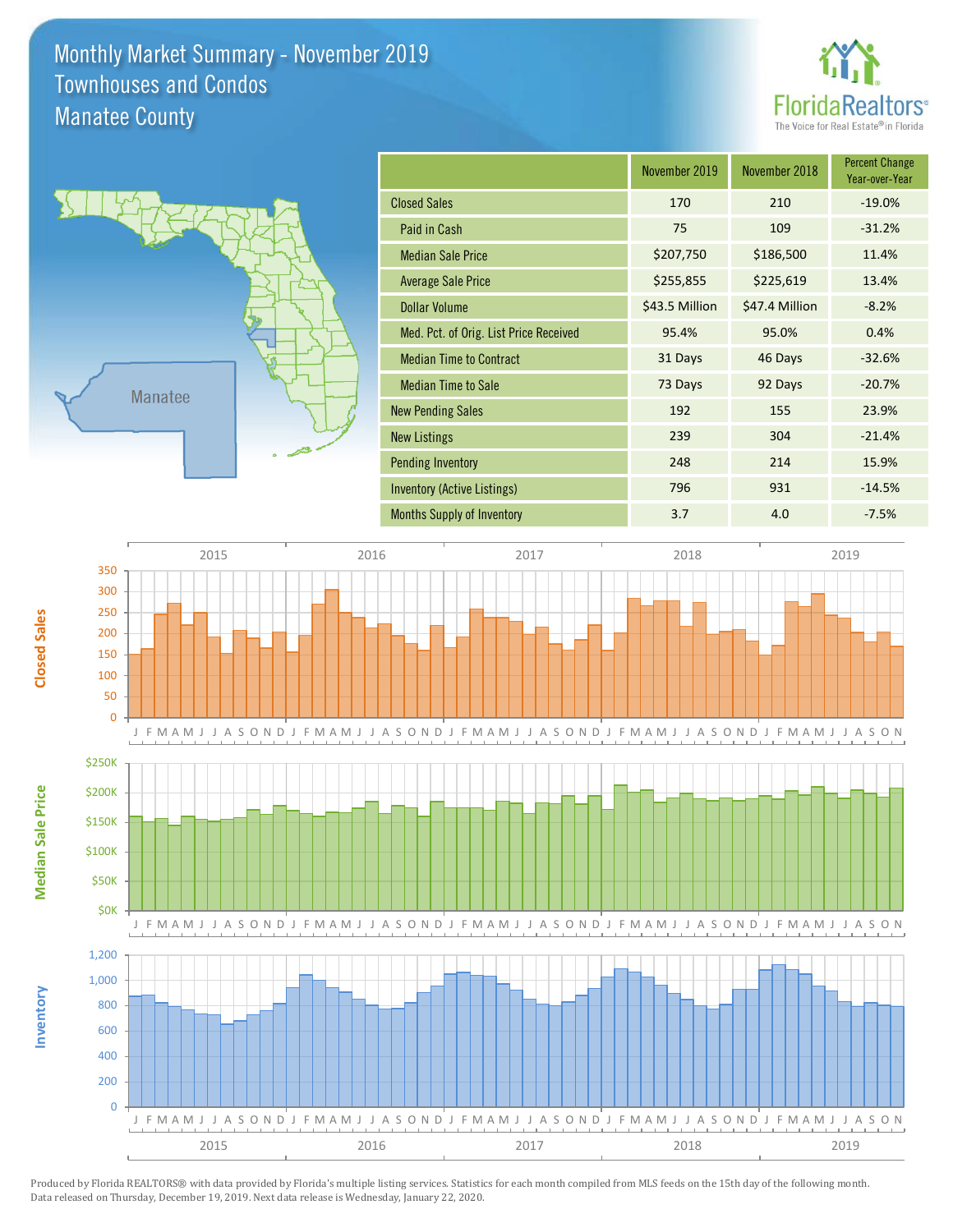# Monthly Market Summary - November 2019
## Townhouses and Condos
## Manatee County

FloridaRealtors® The Voice for Real Estate® in Florida

| | November 2019 | November 2018 | Percent Change Year-over-Year |
|---|---|---|---|
| Closed Sales | 170 | 210 | -19.0% |
| Paid in Cash | 75 | 109 | -31.2% |
| Median Sale Price | $207,750 | $186,500 | 11.4% |
| Average Sale Price | $255,855 | $225,619 | 13.4% |
| Dollar Volume | $43.5 Million | $47.4 Million | -8.2% |
| Med. Pct. of Orig. List Price Received | 95.4% | 95.0% | 0.4% |
| Median Time to Contract | 31 Days | 46 Days | -32.6% |
| Median Time to Sale | 73 Days | 92 Days | -20.7% |
| New Pending Sales | 192 | 155 | 23.9% |
| New Listings | 239 | 304 | -21.4% |
| Pending Inventory | 248 | 214 | 15.9% |
| Inventory (Active Listings) | 796 | 931 | -14.5% |
| Months Supply of Inventory | 3.7 | 4.0 | -7.5% |

Produced by Florida REALTORS® with data provided by Florida's multiple listing services. Statistics for each month compiled from MLS feeds on the 15th day of the following month. Data released on Thursday, December 19, 2019. Next data release is Wednesday, January 22, 2020.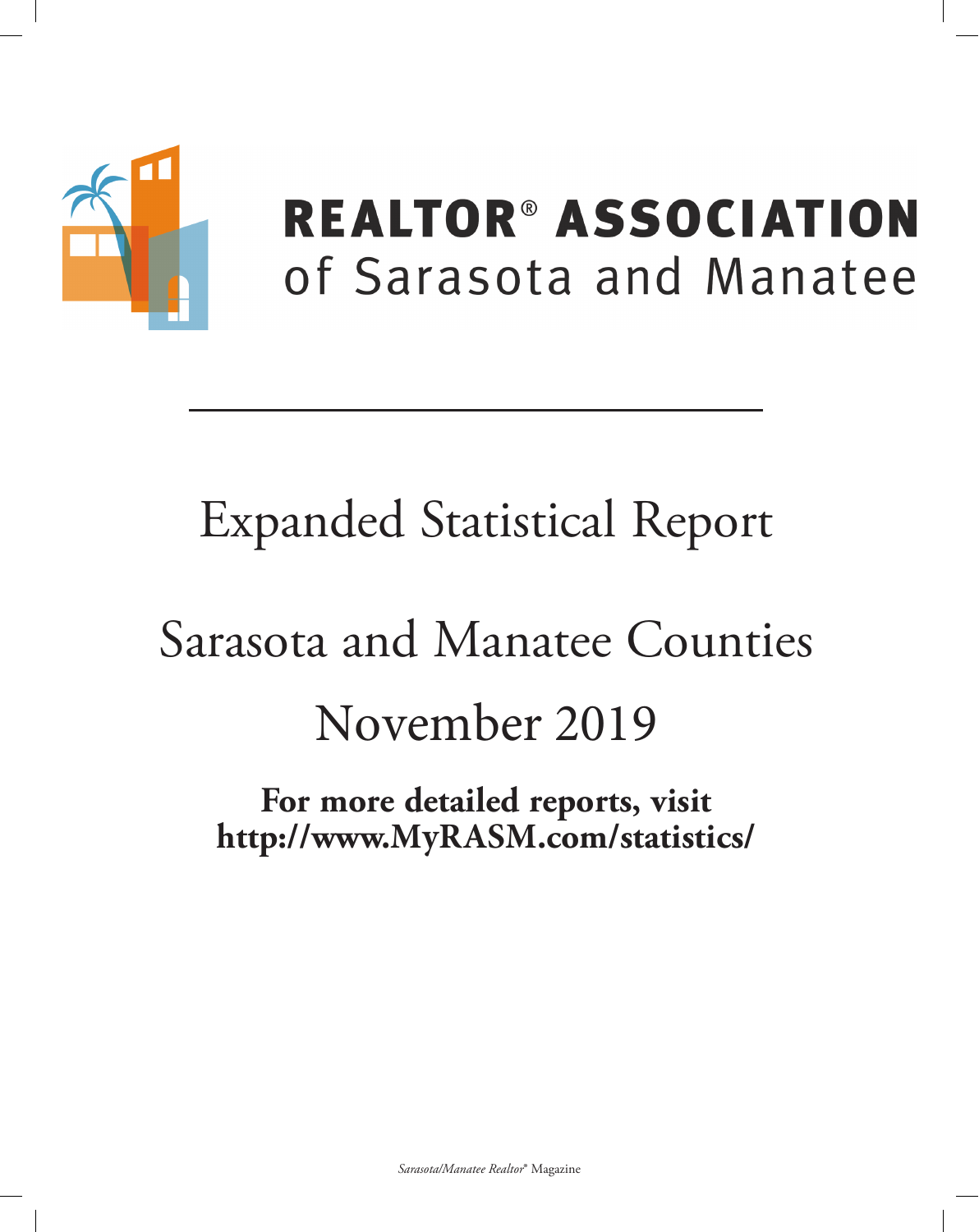# REALTOR® ASSOCIATION
## of Sarasota and Manatee

---

# Expanded Statistical Report

# Sarasota and Manatee Counties

# November 2019

**For more detailed reports, visit**
**http://www.MyRASM.com/statistics/**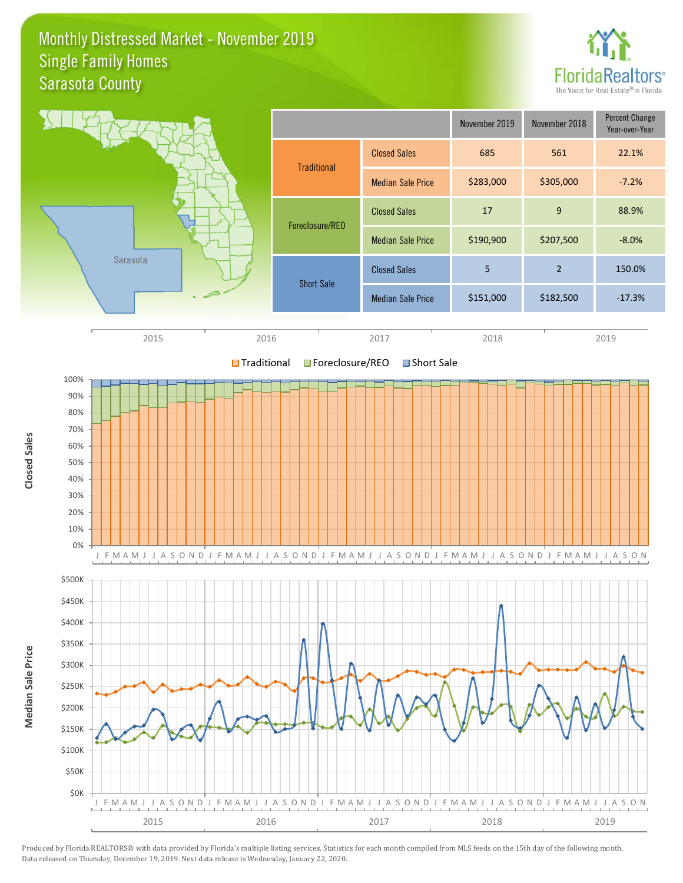# Monthly Distressed Market - November 2019
## Single Family Homes
## Sarasota County

FloridaRealtors® The Voice for Real Estate® in Florida

| | | November 2019 | November 2018 | Percent Change Year-over-Year |
|---|---|---|---|---|
| Traditional | Closed Sales | 685 | 561 | 22.1% |
| | Median Sale Price | $283,000 | $305,000 | -7.2% |
| Foreclosure/REO | Closed Sales | 17 | 9 | 88.9% |
| | Median Sale Price | $190,900 | $207,500 | -8.0% |
| Short Sale | Closed Sales | 5 | 2 | 150.0% |
| | Median Sale Price | $151,000 | $182,500 | -17.3% |

Produced by Florida REALTORS® with data provided by Florida's multiple listing services. Statistics for each month compiled from MLS feeds on the 15th day of the following month. Data released on Thursday, December 19, 2019. Next data release is Wednesday, January 22, 2020.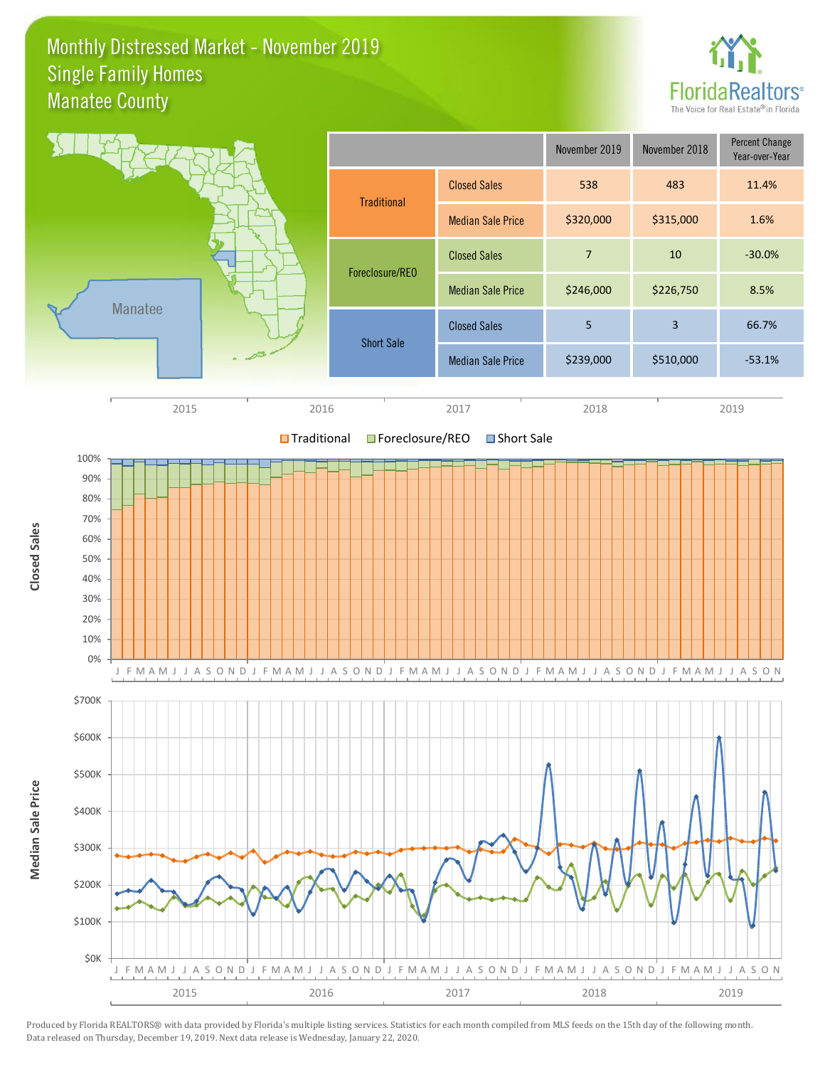# Monthly Distressed Market - November 2019
## Single Family Homes
## Manatee County

| | | November 2019 | November 2018 | Percent Change Year-over-Year |
|---|---|---|---|---|
| Traditional | Closed Sales | 538 | 483 | 11.4% |
| | Median Sale Price | $320,000 | $315,000 | 1.6% |
| Foreclosure/REO | Closed Sales | 7 | 10 | -30.0% |
| | Median Sale Price | $246,000 | $226,750 | 8.5% |
| Short Sale | Closed Sales | 5 | 3 | 66.7% |
| | Median Sale Price | $239,000 | $510,000 | -53.1% |

Produced by Florida REALTORS® with data provided by Florida's multiple listing services. Statistics for each month compiled from MLS feeds on the 15th day of the following month. Data released on Thursday, December 19, 2019. Next data release is Wednesday, January 22, 2020.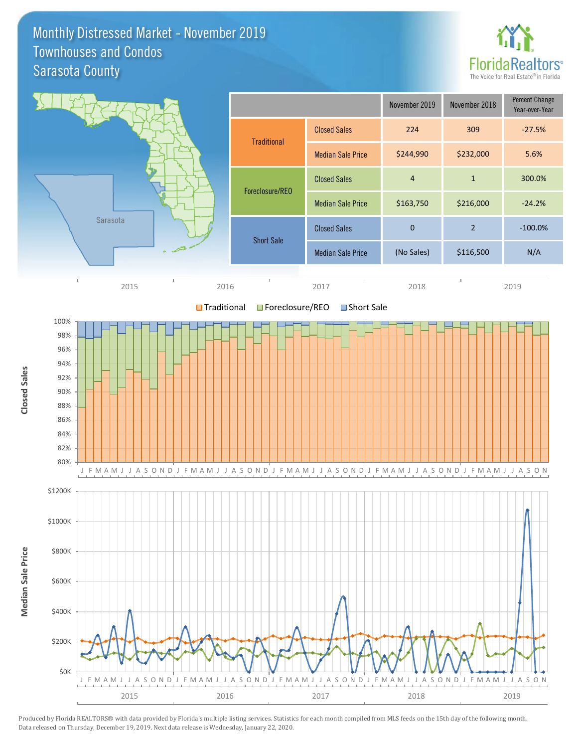# Monthly Distressed Market - November 2019
## Townhouses and Condos
## Sarasota County

FloridaRealtors® The Voice for Real Estate® in Florida

| | | November 2019 | November 2018 | Percent Change Year-over-Year |
|---|---|---|---|---|
| Traditional | Closed Sales | 224 | 309 | -27.5% |
| | Median Sale Price | $244,990 | $232,000 | 5.6% |
| Foreclosure/REO | Closed Sales | 4 | 1 | 300.0% |
| | Median Sale Price | $163,750 | $216,000 | -24.2% |
| Short Sale | Closed Sales | 0 | 2 | -100.0% |
| | Median Sale Price | (No Sales) | $116,500 | N/A |

Produced by Florida REALTORS® with data provided by Florida's multiple listing services. Statistics for each month compiled from MLS feeds on the 15th day of the following month. Data released on Thursday, December 19, 2019. Next data release is Wednesday, January 22, 2020.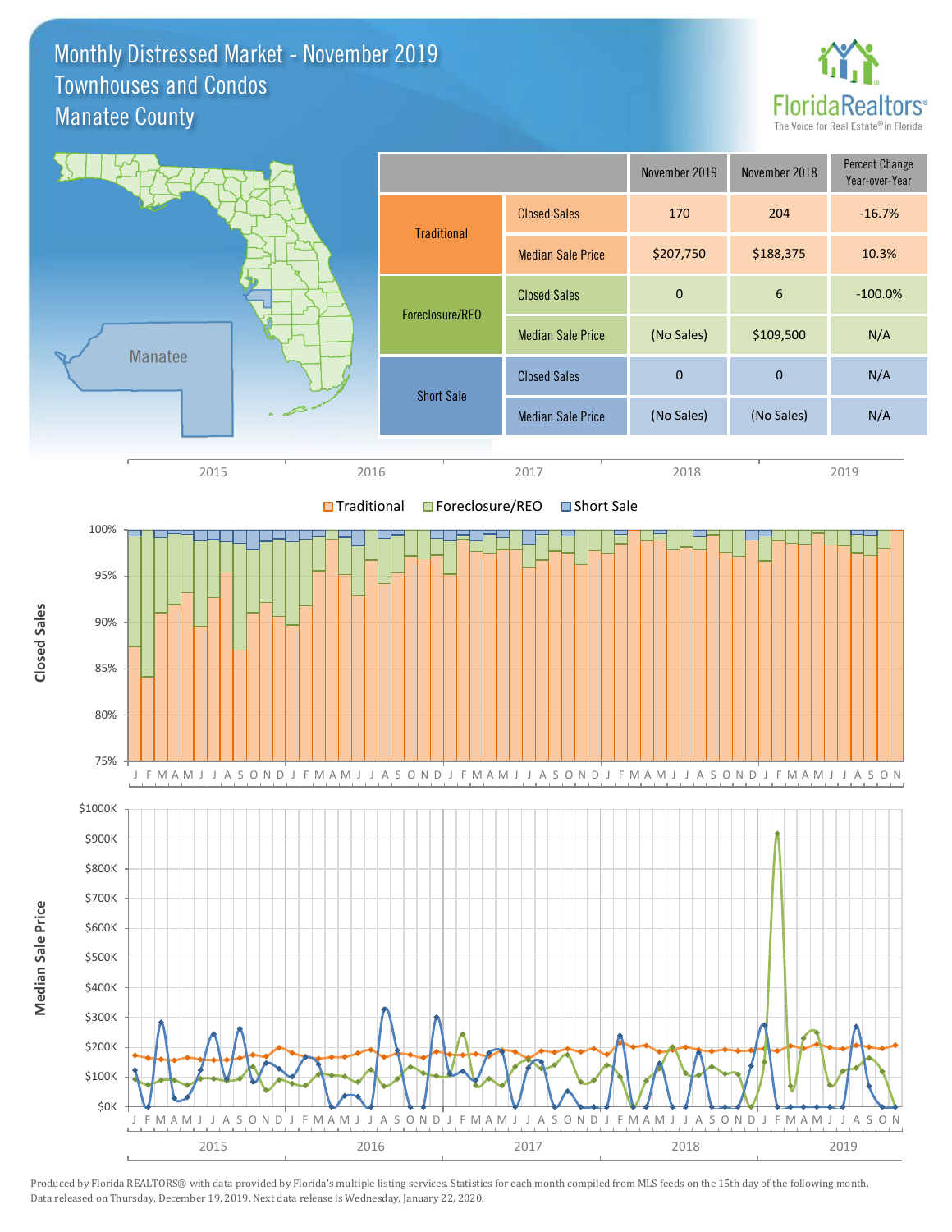# Monthly Distressed Market - November 2019
## Townhouses and Condos
## Manatee County

FloridaRealtors®
The Voice for Real Estate® in Florida

Manatee

| | | November 2019 | November 2018 | Percent Change Year-over-Year |
|---|---|---|---|---|
| Traditional | Closed Sales | 170 | 204 | -16.7% |
| | Median Sale Price | $207,750 | $188,375 | 10.3% |
| Foreclosure/REO | Closed Sales | 0 | 6 | -100.0% |
| | Median Sale Price | (No Sales) | $109,500 | N/A |
| Short Sale | Closed Sales | 0 | 0 | N/A |
| | Median Sale Price | (No Sales) | (No Sales) | N/A |

2015 2016 2017 2018 2019

Traditional
Foreclosure/REO
Short Sale

Closed Sales

100%
95%
90%
85%
80%
75%

J F M A M J J A S O N D J F M A M J J A S O N D J F M A M J J A S O N D J F M A M J J A S O N D J F M A M J J A S O N

Median Sale Price

$1000K
$900K
$800K
$700K
$600K
$500K
$400K
$300K
$200K
$100K
$0K

J F M A M J J A S O N D J F M A M J J A S O N D J F M A M J J A S O N D J F M A M J J A S O N D J F M A M J J A S O N

2015 2016 2017 2018 2019

Produced by Florida REALTORS® with data provided by Florida's multiple listing services. Statistics for each month compiled from MLS feeds on the 15th day of the following month. Data released on Thursday, December 19, 2019. Next data release is Wednesday, January 22, 2020.